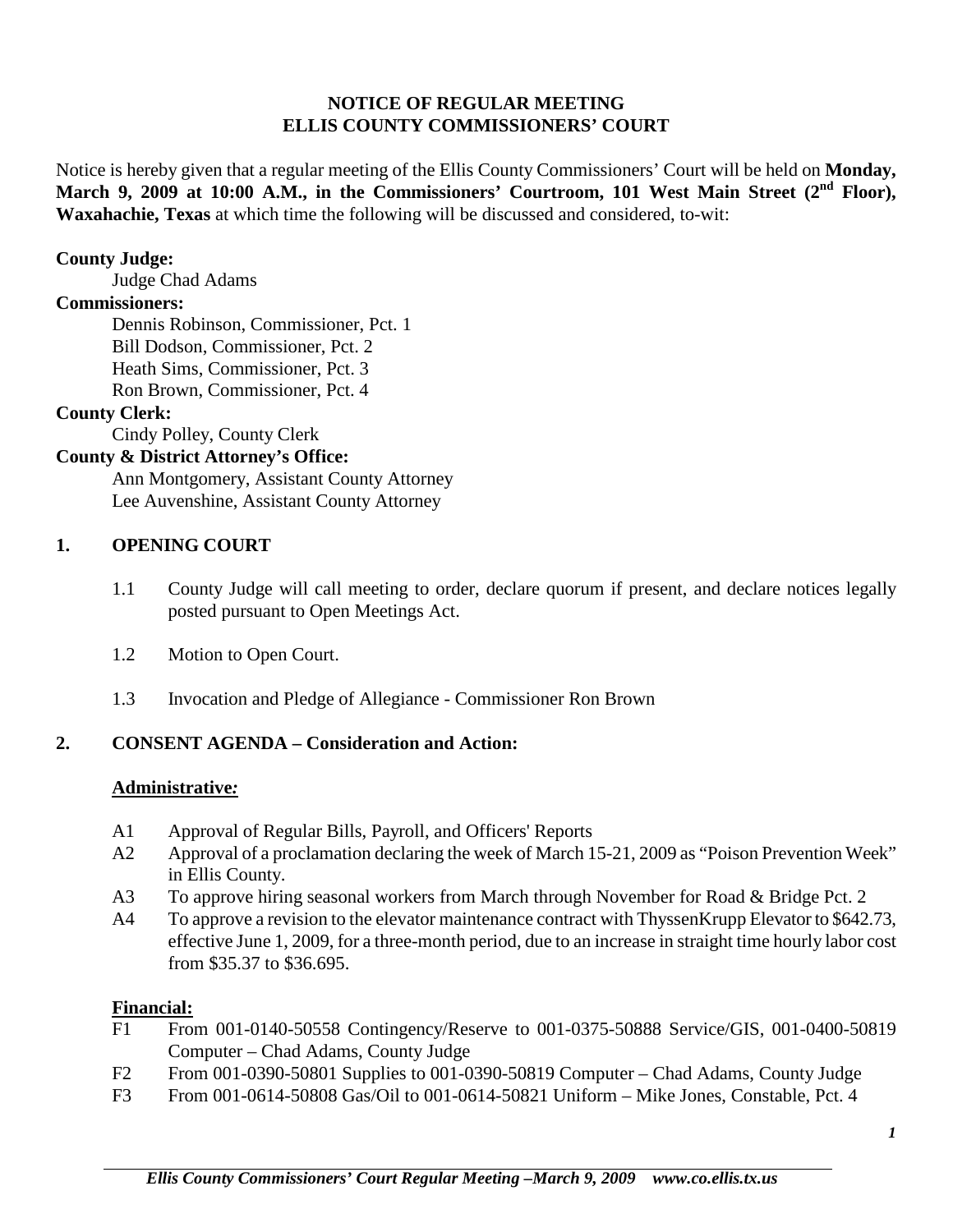# NOTICE OF REGULAR MEETING
# ELLIS COUNTY COMMISSIONERS' COURT

Notice is hereby given that a regular meeting of the Ellis County Commissioners' Court will be held on **Monday, March 9, 2009 at 10:00 A.M., in the Commissioners' Courtroom, 101 West Main Street (2nd Floor), Waxahachie, Texas** at which time the following will be discussed and considered, to-wit:

**County Judge:**

Judge Chad Adams

**Commissioners:**

Dennis Robinson, Commissioner, Pct. 1
Bill Dodson, Commissioner, Pct. 2
Heath Sims, Commissioner, Pct. 3
Ron Brown, Commissioner, Pct. 4

**County Clerk:**

Cindy Polley, County Clerk

**County & District Attorney's Office:**

Ann Montgomery, Assistant County Attorney
Lee Auvenshine, Assistant County Attorney

## 1. OPENING COURT

1.1 County Judge will call meeting to order, declare quorum if present, and declare notices legally posted pursuant to Open Meetings Act.

1.2 Motion to Open Court.

1.3 Invocation and Pledge of Allegiance - Commissioner Ron Brown

## 2. CONSENT AGENDA – Consideration and Action:

### Administrative*:*

A1 Approval of Regular Bills, Payroll, and Officers' Reports

A2 Approval of a proclamation declaring the week of March 15-21, 2009 as "Poison Prevention Week" in Ellis County.

A3 To approve hiring seasonal workers from March through November for Road & Bridge Pct. 2

A4 To approve a revision to the elevator maintenance contract with ThyssenKrupp Elevator to $642.73, effective June 1, 2009, for a three-month period, due to an increase in straight time hourly labor cost from $35.37 to $36.695.

### Financial:

F1 From 001-0140-50558 Contingency/Reserve to 001-0375-50888 Service/GIS, 001-0400-50819 Computer – Chad Adams, County Judge

F2 From 001-0390-50801 Supplies to 001-0390-50819 Computer – Chad Adams, County Judge

F3 From 001-0614-50808 Gas/Oil to 001-0614-50821 Uniform – Mike Jones, Constable, Pct. 4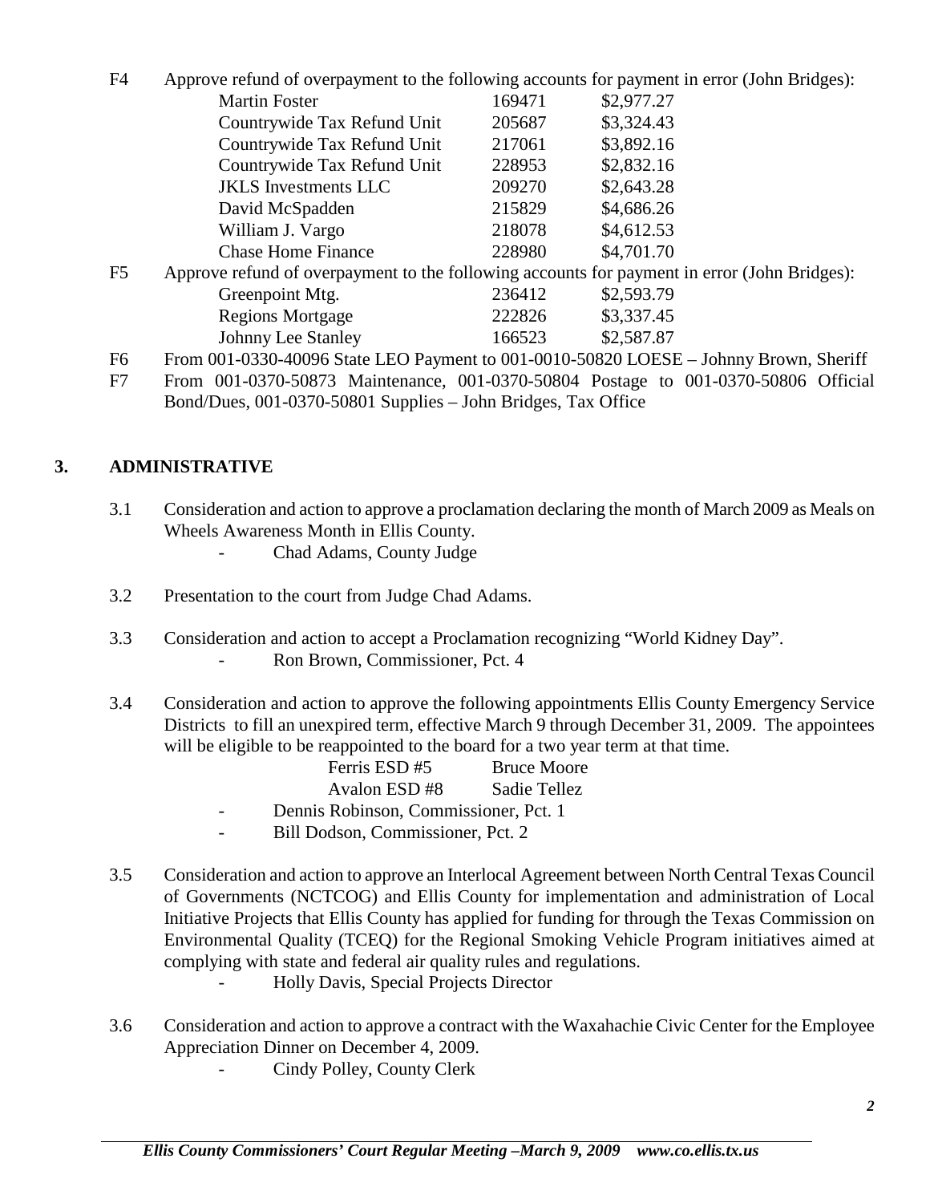F4 Approve refund of overpayment to the following accounts for payment in error (John Bridges):

| | | |
|---|---|---|
| Martin Foster | 169471 | $2,977.27 |
| Countrywide Tax Refund Unit | 205687 | $3,324.43 |
| Countrywide Tax Refund Unit | 217061 | $3,892.16 |
| Countrywide Tax Refund Unit | 228953 | $2,832.16 |
| JKLS Investments LLC | 209270 | $2,643.28 |
| David McSpadden | 215829 | $4,686.26 |
| William J. Vargo | 218078 | $4,612.53 |
| Chase Home Finance | 228980 | $4,701.70 |

F5 Approve refund of overpayment to the following accounts for payment in error (John Bridges):

| | | |
|---|---|---|
| Greenpoint Mtg. | 236412 | $2,593.79 |
| Regions Mortgage | 222826 | $3,337.45 |
| Johnny Lee Stanley | 166523 | $2,587.87 |

F6 From 001-0330-40096 State LEO Payment to 001-0010-50820 LOESE – Johnny Brown, Sheriff

F7 From 001-0370-50873 Maintenance, 001-0370-50804 Postage to 001-0370-50806 Official Bond/Dues, 001-0370-50801 Supplies – John Bridges, Tax Office

## 3. ADMINISTRATIVE

3.1 Consideration and action to approve a proclamation declaring the month of March 2009 as Meals on Wheels Awareness Month in Ellis County.

- Chad Adams, County Judge

3.2 Presentation to the court from Judge Chad Adams.

3.3 Consideration and action to accept a Proclamation recognizing "World Kidney Day".

- Ron Brown, Commissioner, Pct. 4

3.4 Consideration and action to approve the following appointments Ellis County Emergency Service Districts to fill an unexpired term, effective March 9 through December 31, 2009. The appointees will be eligible to be reappointed to the board for a two year term at that time.

| | |
|---|---|
| Ferris ESD #5 | Bruce Moore |
| Avalon ESD #8 | Sadie Tellez |

- Dennis Robinson, Commissioner, Pct. 1
- Bill Dodson, Commissioner, Pct. 2

3.5 Consideration and action to approve an Interlocal Agreement between North Central Texas Council of Governments (NCTCOG) and Ellis County for implementation and administration of Local Initiative Projects that Ellis County has applied for funding for through the Texas Commission on Environmental Quality (TCEQ) for the Regional Smoking Vehicle Program initiatives aimed at complying with state and federal air quality rules and regulations.

- Holly Davis, Special Projects Director

3.6 Consideration and action to approve a contract with the Waxahachie Civic Center for the Employee Appreciation Dinner on December 4, 2009.

- Cindy Polley, County Clerk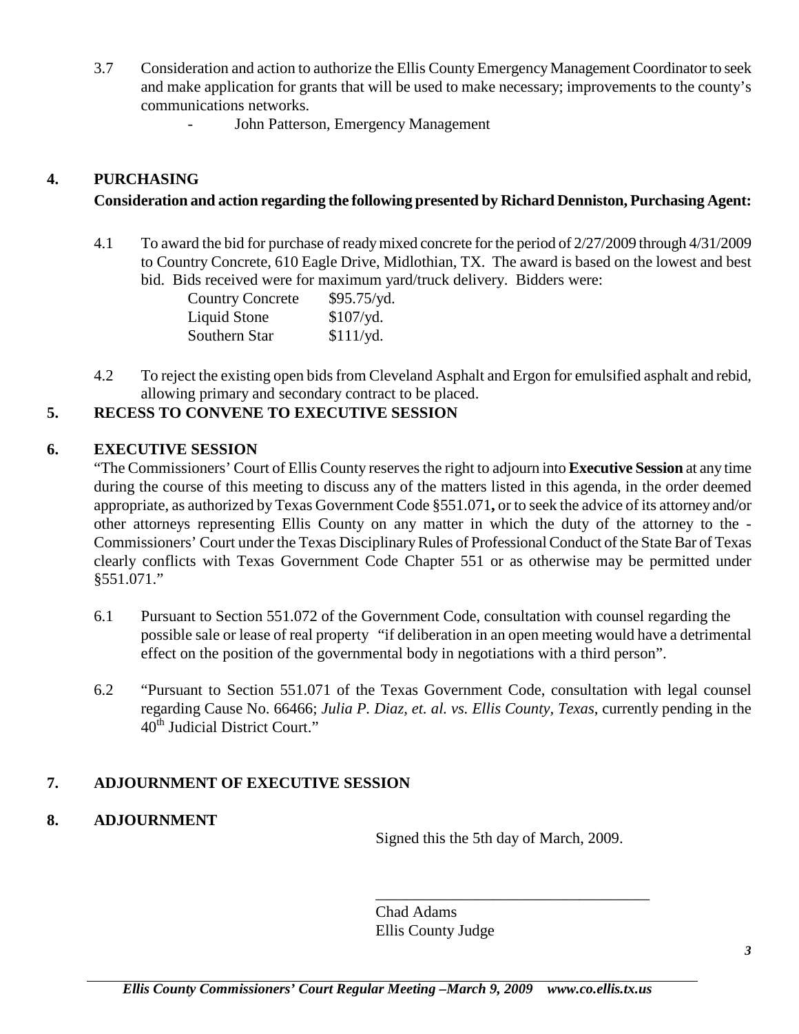3.7 Consideration and action to authorize the Ellis County Emergency Management Coordinator to seek and make application for grants that will be used to make necessary; improvements to the county's communications networks.

- John Patterson, Emergency Management

## 4. PURCHASING

**Consideration and action regarding the following presented by Richard Denniston, Purchasing Agent:**

4.1 To award the bid for purchase of ready mixed concrete for the period of 2/27/2009 through 4/31/2009 to Country Concrete, 610 Eagle Drive, Midlothian, TX. The award is based on the lowest and best bid. Bids received were for maximum yard/truck delivery. Bidders were:

| Country Concrete | $95.75/yd. |
|---|---|
| Liquid Stone | $107/yd. |
| Southern Star | $111/yd. |

4.2 To reject the existing open bids from Cleveland Asphalt and Ergon for emulsified asphalt and rebid, allowing primary and secondary contract to be placed.

## 5. RECESS TO CONVENE TO EXECUTIVE SESSION

## 6. EXECUTIVE SESSION

"The Commissioners' Court of Ellis County reserves the right to adjourn into **Executive Session** at any time during the course of this meeting to discuss any of the matters listed in this agenda, in the order deemed appropriate, as authorized by Texas Government Code §551.071**,** or to seek the advice of its attorney and/or other attorneys representing Ellis County on any matter in which the duty of the attorney to the - Commissioners' Court under the Texas Disciplinary Rules of Professional Conduct of the State Bar of Texas clearly conflicts with Texas Government Code Chapter 551 or as otherwise may be permitted under §551.071."

6.1 Pursuant to Section 551.072 of the Government Code, consultation with counsel regarding the possible sale or lease of real property "if deliberation in an open meeting would have a detrimental effect on the position of the governmental body in negotiations with a third person".

6.2 "Pursuant to Section 551.071 of the Texas Government Code, consultation with legal counsel regarding Cause No. 66466; *Julia P. Diaz, et. al. vs. Ellis County, Texas*, currently pending in the 40th Judicial District Court."

## 7. ADJOURNMENT OF EXECUTIVE SESSION

## 8. ADJOURNMENT

Signed this the 5th day of March, 2009.

\_\_\_\_\_\_\_\_\_\_\_\_\_\_\_\_\_\_\_\_\_\_\_\_\_\_\_\_\_\_\_\_\_\_\_\_

Chad Adams
Ellis County Judge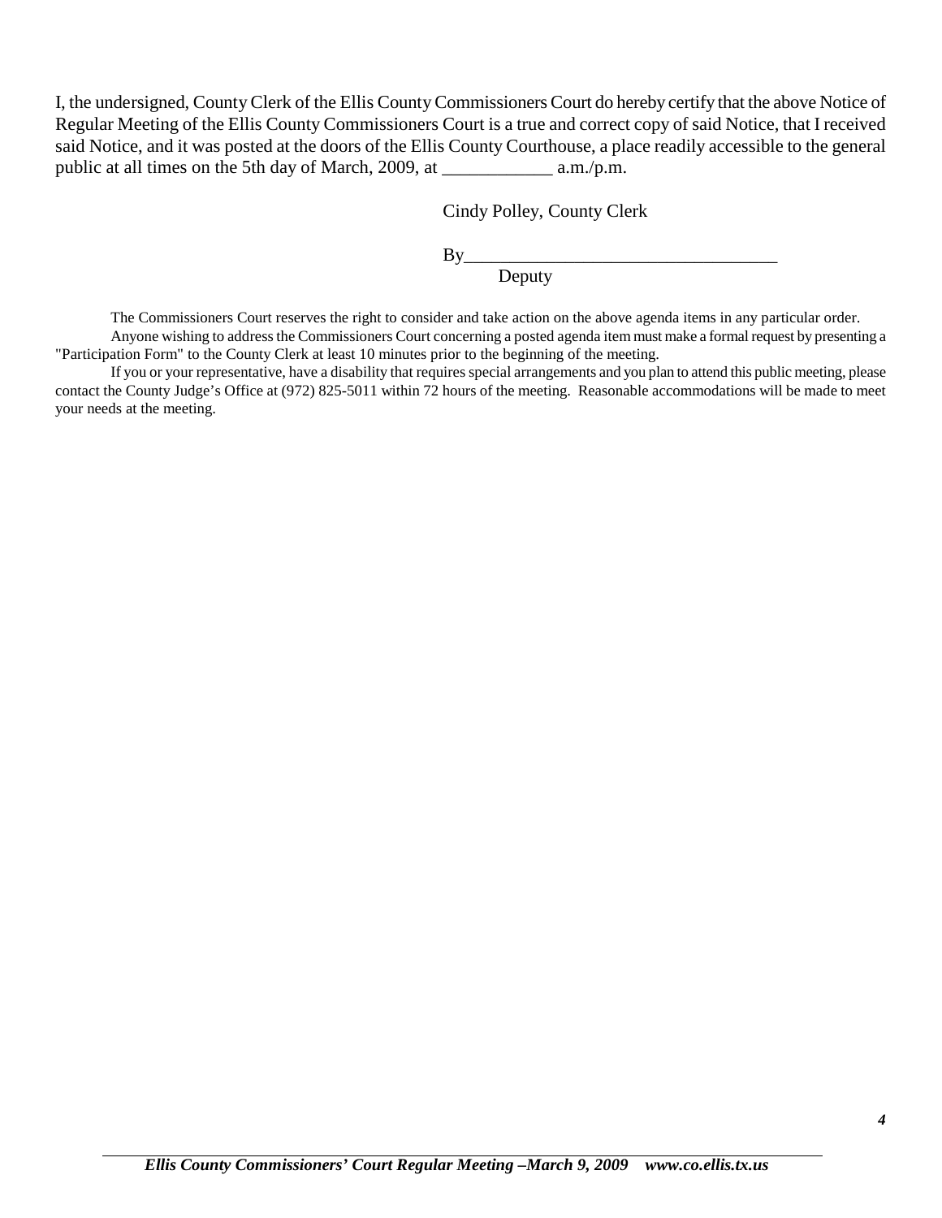I, the undersigned, County Clerk of the Ellis County Commissioners Court do hereby certify that the above Notice of Regular Meeting of the Ellis County Commissioners Court is a true and correct copy of said Notice, that I received said Notice, and it was posted at the doors of the Ellis County Courthouse, a place readily accessible to the general public at all times on the 5th day of March, 2009, at ____________ a.m./p.m.

Cindy Polley, County Clerk

By__________________________________

Deputy

The Commissioners Court reserves the right to consider and take action on the above agenda items in any particular order.

Anyone wishing to address the Commissioners Court concerning a posted agenda item must make a formal request by presenting a "Participation Form" to the County Clerk at least 10 minutes prior to the beginning of the meeting.

If you or your representative, have a disability that requires special arrangements and you plan to attend this public meeting, please contact the County Judge's Office at (972) 825-5011 within 72 hours of the meeting. Reasonable accommodations will be made to meet your needs at the meeting.